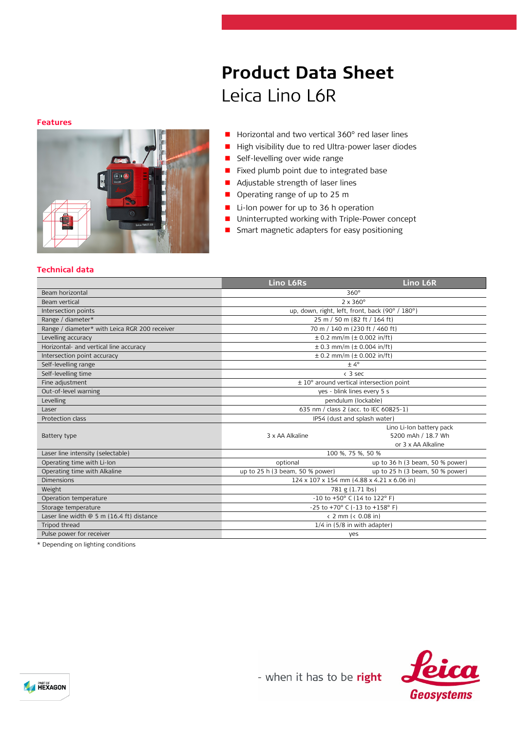# Product Data Sheet
## Leica Lino L6R

### Features

- Horizontal and two vertical 360° red laser lines
- High visibility due to red Ultra-power laser diodes
- Self-levelling over wide range
- Fixed plumb point due to integrated base
- Adjustable strength of laser lines
- Operating range of up to 25 m
- Li-Ion power for up to 36 h operation
- Uninterrupted working with Triple-Power concept
- Smart magnetic adapters for easy positioning

### Technical data

| | Lino L6Rs | Lino L6R |
|---|---|---|
| Beam horizontal | 360° | |
| Beam vertical | 2 x 360° | |
| Intersection points | up, down, right, left, front, back (90° / 180°) | |
| Range / diameter* | 25 m / 50 m (82 ft / 164 ft) | |
| Range / diameter* with Leica RGR 200 receiver | 70 m / 140 m (230 ft / 460 ft) | |
| Levelling accuracy | ± 0.2 mm/m (± 0.002 in/ft) | |
| Horizontal- and vertical line accuracy | ± 0.3 mm/m (± 0.004 in/ft) | |
| Intersection point accuracy | ± 0.2 mm/m (± 0.002 in/ft) | |
| Self-levelling range | ± 4° | |
| Self-levelling time | < 3 sec | |
| Fine adjustment | ± 10° around vertical intersection point | |
| Out-of-level warning | yes - blink lines every 5 s | |
| Levelling | pendulum (lockable) | |
| Laser | 635 nm / class 2 (acc. to IEC 60825-1) | |
| Protection class | IP54 (dust and splash water) | |
| Battery type | 3 x AA Alkaline | Lino Li-Ion battery pack 5200 mAh / 18.7 Wh or 3 x AA Alkaline |
| Laser line intensity (selectable) | 100 %, 75 %, 50 % | |
| Operating time with Li-Ion | optional | up to 36 h (3 beam, 50 % power) |
| Operating time with Alkaline | up to 25 h (3 beam, 50 % power) | up to 25 h (3 beam, 50 % power) |
| Dimensions | 124 x 107 x 154 mm (4.88 x 4.21 x 6.06 in) | |
| Weight | 781 g (1.71 lbs) | |
| Operation temperature | -10 to +50° C (14 to 122° F) | |
| Storage temperature | -25 to +70° C (-13 to +158° F) | |
| Laser line width @ 5 m (16.4 ft) distance | < 2 mm (< 0.08 in) | |
| Tripod thread | 1/4 in (5/8 in with adapter) | |
| Pulse power for receiver | yes | |

* Depending on lighting conditions

- when it has to be **right**

Leica Geosystems

Part of HEXAGON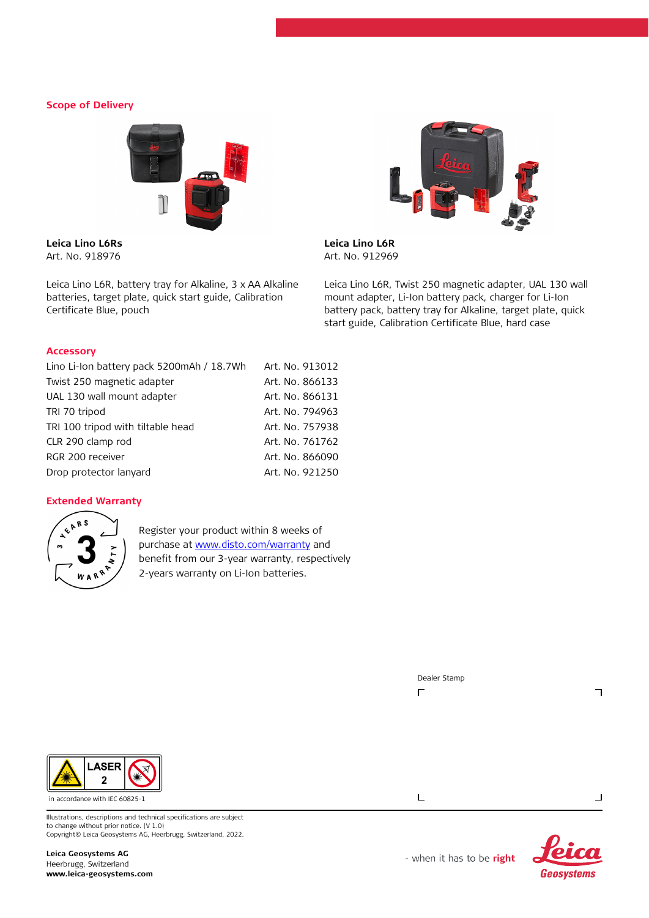## Scope of Delivery

**Leica Lino L6Rs**
Art. No. 918976

Leica Lino L6R, battery tray for Alkaline, 3 x AA Alkaline batteries, target plate, quick start guide, Calibration Certificate Blue, pouch

**Leica Lino L6R**
Art. No. 912969

Leica Lino L6R, Twist 250 magnetic adapter, UAL 130 wall mount adapter, Li-Ion battery pack, charger for Li-Ion battery pack, battery tray for Alkaline, target plate, quick start guide, Calibration Certificate Blue, hard case

## Accessory

| | |
|---|---|
| Lino Li-Ion battery pack 5200mAh / 18.7Wh | Art. No. 913012 |
| Twist 250 magnetic adapter | Art. No. 866133 |
| UAL 130 wall mount adapter | Art. No. 866131 |
| TRI 70 tripod | Art. No. 794963 |
| TRI 100 tripod with tiltable head | Art. No. 757938 |
| CLR 290 clamp rod | Art. No. 761762 |
| RGR 200 receiver | Art. No. 866090 |
| Drop protector lanyard | Art. No. 921250 |

## Extended Warranty

3 YEARS WARRANTY

Register your product within 8 weeks of purchase at www.disto.com/warranty and benefit from our 3-year warranty, respectively 2-years warranty on Li-Ion batteries.

Dealer Stamp

LASER 2

in accordance with IEC 60825-1

Illustrations, descriptions and technical specifications are subject to change without prior notice. (V 1.0)
Copyright© Leica Geosystems AG, Heerbrugg, Switzerland, 2022.

**Leica Geosystems AG**
Heerbrugg, Switzerland
**www.leica-geosystems.com**

- when it has to be **right**

Leica Geosystems